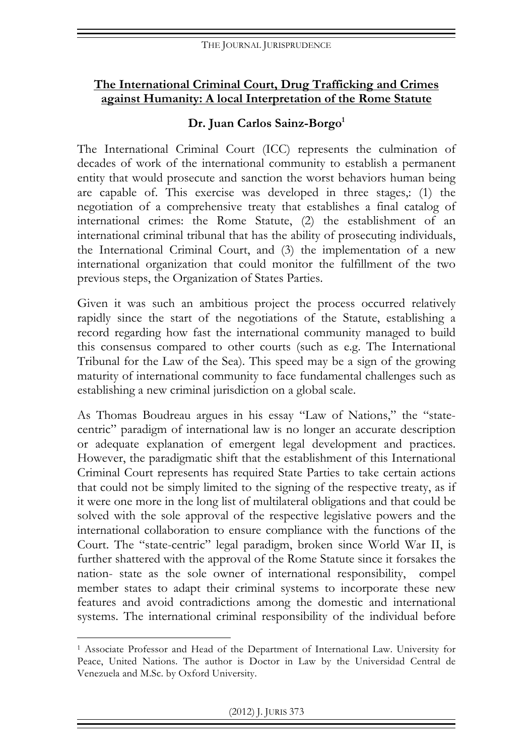# **The International Criminal Court, Drug Trafficking and Crimes against Humanity: A local Interpretation of the Rome Statute**

## **Dr. Juan Carlos Sainz-Borgo[1]**

The International Criminal Court (ICC) represents the culmination of decades of work of the international community to establish a permanent entity that would prosecute and sanction the worst behaviors human being are capable of. This exercise was developed in three stages,: (1) the negotiation of a comprehensive treaty that establishes a final catalog of international crimes: the Rome Statute, (2) the establishment of an international criminal tribunal that has the ability of prosecuting individuals, the International Criminal Court, and (3) the implementation of a new international organization that could monitor the fulfillment of the two previous steps, the Organization of States Parties.

Given it was such an ambitious project the process occurred relatively rapidly since the start of the negotiations of the Statute, establishing a record regarding how fast the international community managed to build this consensus compared to other courts (such as e.g. The International Tribunal for the Law of the Sea). This speed may be a sign of the growing maturity of international community to face fundamental challenges such as establishing a new criminal jurisdiction on a global scale.

As Thomas Boudreau argues in his essay "Law of Nations," the "state-centric" paradigm of international law is no longer an accurate description or adequate explanation of emergent legal development and practices. However, the paradigmatic shift that the establishment of this International Criminal Court represents has required State Parties to take certain actions that could not be simply limited to the signing of the respective treaty, as if it were one more in the long list of multilateral obligations and that could be solved with the sole approval of the respective legislative powers and the international collaboration to ensure compliance with the functions of the Court. The "state-centric" legal paradigm, broken since World War II, is further shattered with the approval of the Rome Statute since it forsakes the nation- state as the sole owner of international responsibility, compel member states to adapt their criminal systems to incorporate these new features and avoid contradictions among the domestic and international systems. The international criminal responsibility of the individual before

---

[1] Associate Professor and Head of the Department of International Law. University for Peace, United Nations. The author is Doctor in Law by the Universidad Central de Venezuela and M.Sc. by Oxford University.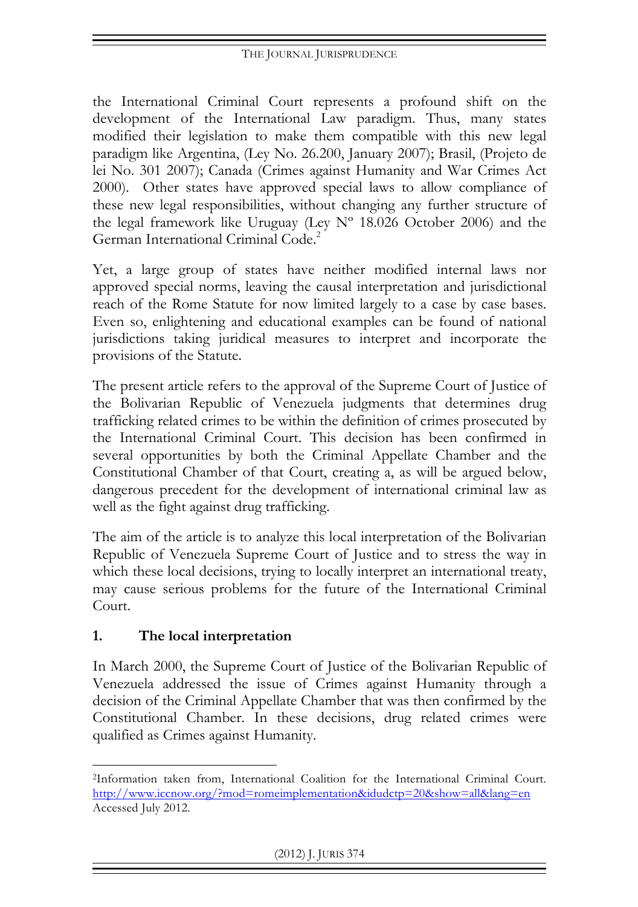the International Criminal Court represents a profound shift on the development of the International Law paradigm. Thus, many states modified their legislation to make them compatible with this new legal paradigm like Argentina, (Ley No. 26.200, January 2007); Brasil, (Projeto de lei No. 301 2007); Canada (Crimes against Humanity and War Crimes Act 2000). Other states have approved special laws to allow compliance of these new legal responsibilities, without changing any further structure of the legal framework like Uruguay (Ley Nº 18.026 October 2006) and the German International Criminal Code.[2]

Yet, a large group of states have neither modified internal laws nor approved special norms, leaving the causal interpretation and jurisdictional reach of the Rome Statute for now limited largely to a case by case bases. Even so, enlightening and educational examples can be found of national jurisdictions taking juridical measures to interpret and incorporate the provisions of the Statute.

The present article refers to the approval of the Supreme Court of Justice of the Bolivarian Republic of Venezuela judgments that determines drug trafficking related crimes to be within the definition of crimes prosecuted by the International Criminal Court. This decision has been confirmed in several opportunities by both the Criminal Appellate Chamber and the Constitutional Chamber of that Court, creating a, as will be argued below, dangerous precedent for the development of international criminal law as well as the fight against drug trafficking.

The aim of the article is to analyze this local interpretation of the Bolivarian Republic of Venezuela Supreme Court of Justice and to stress the way in which these local decisions, trying to locally interpret an international treaty, may cause serious problems for the future of the International Criminal Court.

## 1. The local interpretation

In March 2000, the Supreme Court of Justice of the Bolivarian Republic of Venezuela addressed the issue of Crimes against Humanity through a decision of the Criminal Appellate Chamber that was then confirmed by the Constitutional Chamber. In these decisions, drug related crimes were qualified as Crimes against Humanity.

---

[2] Information taken from, International Coalition for the International Criminal Court. http://www.iccnow.org/?mod=romeimplementation&idudctp=20&show=all&lang=en Accessed July 2012.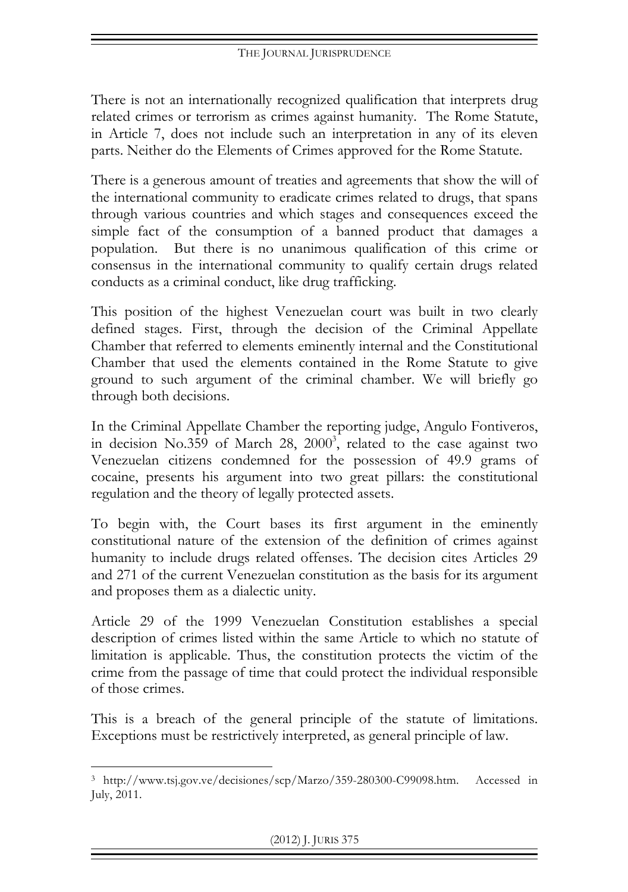There is not an internationally recognized qualification that interprets drug related crimes or terrorism as crimes against humanity. The Rome Statute, in Article 7, does not include such an interpretation in any of its eleven parts. Neither do the Elements of Crimes approved for the Rome Statute.

There is a generous amount of treaties and agreements that show the will of the international community to eradicate crimes related to drugs, that spans through various countries and which stages and consequences exceed the simple fact of the consumption of a banned product that damages a population. But there is no unanimous qualification of this crime or consensus in the international community to qualify certain drugs related conducts as a criminal conduct, like drug trafficking.

This position of the highest Venezuelan court was built in two clearly defined stages. First, through the decision of the Criminal Appellate Chamber that referred to elements eminently internal and the Constitutional Chamber that used the elements contained in the Rome Statute to give ground to such argument of the criminal chamber. We will briefly go through both decisions.

In the Criminal Appellate Chamber the reporting judge, Angulo Fontiveros, in decision No.359 of March 28, 2000[3], related to the case against two Venezuelan citizens condemned for the possession of 49.9 grams of cocaine, presents his argument into two great pillars: the constitutional regulation and the theory of legally protected assets.

To begin with, the Court bases its first argument in the eminently constitutional nature of the extension of the definition of crimes against humanity to include drugs related offenses. The decision cites Articles 29 and 271 of the current Venezuelan constitution as the basis for its argument and proposes them as a dialectic unity.

Article 29 of the 1999 Venezuelan Constitution establishes a special description of crimes listed within the same Article to which no statute of limitation is applicable. Thus, the constitution protects the victim of the crime from the passage of time that could protect the individual responsible of those crimes.

This is a breach of the general principle of the statute of limitations. Exceptions must be restrictively interpreted, as general principle of law.

---

[3] http://www.tsj.gov.ve/decisiones/scp/Marzo/359-280300-C99098.htm. Accessed in July, 2011.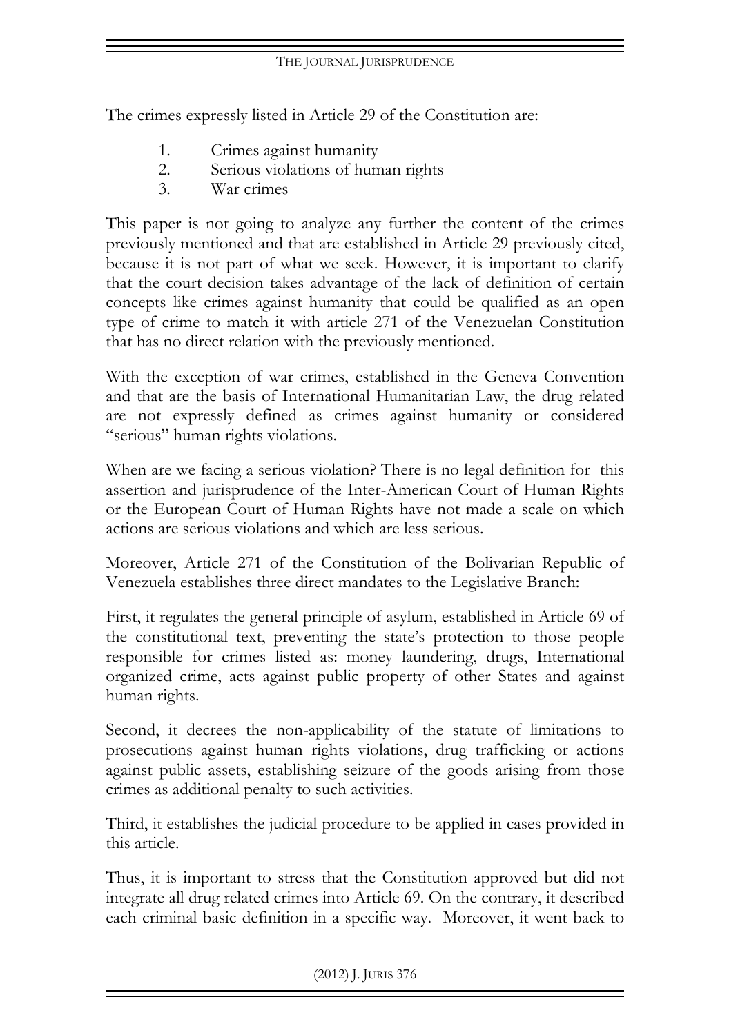The crimes expressly listed in Article 29 of the Constitution are:

1. Crimes against humanity
2. Serious violations of human rights
3. War crimes

This paper is not going to analyze any further the content of the crimes previously mentioned and that are established in Article 29 previously cited, because it is not part of what we seek. However, it is important to clarify that the court decision takes advantage of the lack of definition of certain concepts like crimes against humanity that could be qualified as an open type of crime to match it with article 271 of the Venezuelan Constitution that has no direct relation with the previously mentioned.

With the exception of war crimes, established in the Geneva Convention and that are the basis of International Humanitarian Law, the drug related are not expressly defined as crimes against humanity or considered "serious" human rights violations.

When are we facing a serious violation? There is no legal definition for this assertion and jurisprudence of the Inter-American Court of Human Rights or the European Court of Human Rights have not made a scale on which actions are serious violations and which are less serious.

Moreover, Article 271 of the Constitution of the Bolivarian Republic of Venezuela establishes three direct mandates to the Legislative Branch:

First, it regulates the general principle of asylum, established in Article 69 of the constitutional text, preventing the state's protection to those people responsible for crimes listed as: money laundering, drugs, International organized crime, acts against public property of other States and against human rights.

Second, it decrees the non-applicability of the statute of limitations to prosecutions against human rights violations, drug trafficking or actions against public assets, establishing seizure of the goods arising from those crimes as additional penalty to such activities.

Third, it establishes the judicial procedure to be applied in cases provided in this article.

Thus, it is important to stress that the Constitution approved but did not integrate all drug related crimes into Article 69. On the contrary, it described each criminal basic definition in a specific way. Moreover, it went back to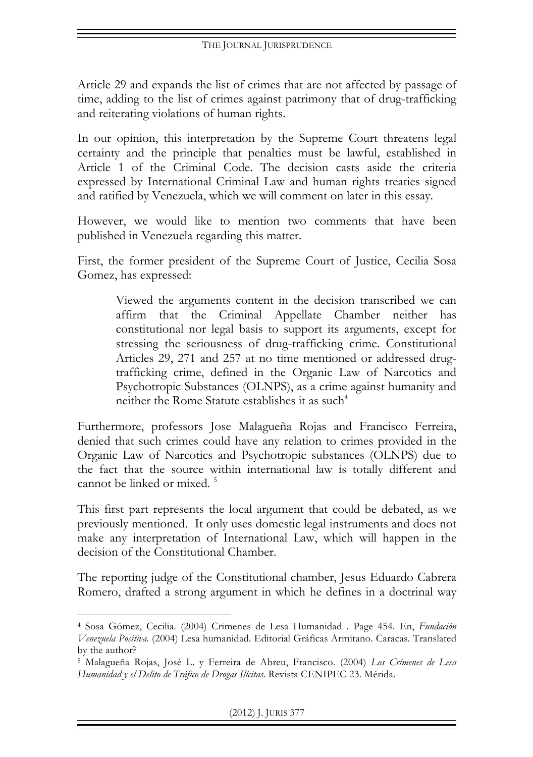Article 29 and expands the list of crimes that are not affected by passage of time, adding to the list of crimes against patrimony that of drug-trafficking and reiterating violations of human rights.

In our opinion, this interpretation by the Supreme Court threatens legal certainty and the principle that penalties must be lawful, established in Article 1 of the Criminal Code. The decision casts aside the criteria expressed by International Criminal Law and human rights treaties signed and ratified by Venezuela, which we will comment on later in this essay.

However, we would like to mention two comments that have been published in Venezuela regarding this matter.

First, the former president of the Supreme Court of Justice, Cecilia Sosa Gomez, has expressed:

> Viewed the arguments content in the decision transcribed we can affirm that the Criminal Appellate Chamber neither has constitutional nor legal basis to support its arguments, except for stressing the seriousness of drug-trafficking crime. Constitutional Articles 29, 271 and 257 at no time mentioned or addressed drug-trafficking crime, defined in the Organic Law of Narcotics and Psychotropic Substances (OLNPS), as a crime against humanity and neither the Rome Statute establishes it as such[4]

Furthermore, professors Jose Malagueña Rojas and Francisco Ferreira, denied that such crimes could have any relation to crimes provided in the Organic Law of Narcotics and Psychotropic substances (OLNPS) due to the fact that the source within international law is totally different and cannot be linked or mixed. [5]

This first part represents the local argument that could be debated, as we previously mentioned. It only uses domestic legal instruments and does not make any interpretation of International Law, which will happen in the decision of the Constitutional Chamber.

The reporting judge of the Constitutional chamber, Jesus Eduardo Cabrera Romero, drafted a strong argument in which he defines in a doctrinal way

---

[4] Sosa Gómez, Cecilia. (2004) Crimenes de Lesa Humanidad . Page 454. En, *Fundación Venezuela Positiva*. (2004) Lesa humanidad. Editorial Gráficas Armitano. Caracas. Translated by the author?

[5] Malagueña Rojas, José L. y Ferreira de Abreu, Francisco. (2004) *Los Crímenes de Lesa Humanidad y el Delito de Tráfico de Drogas Ilícitas*. Revista CENIPEC 23. Mérida.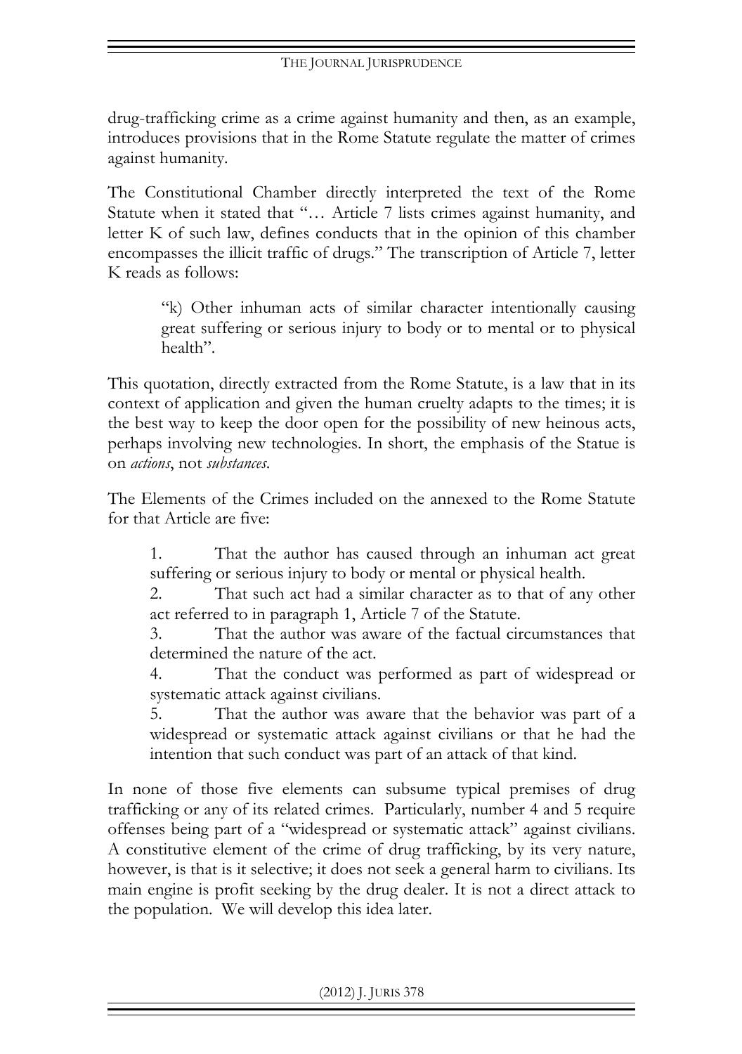drug-trafficking crime as a crime against humanity and then, as an example, introduces provisions that in the Rome Statute regulate the matter of crimes against humanity.

The Constitutional Chamber directly interpreted the text of the Rome Statute when it stated that "… Article 7 lists crimes against humanity, and letter K of such law, defines conducts that in the opinion of this chamber encompasses the illicit traffic of drugs." The transcription of Article 7, letter K reads as follows:

> "k) Other inhuman acts of similar character intentionally causing great suffering or serious injury to body or to mental or to physical health".

This quotation, directly extracted from the Rome Statute, is a law that in its context of application and given the human cruelty adapts to the times; it is the best way to keep the door open for the possibility of new heinous acts, perhaps involving new technologies. In short, the emphasis of the Statue is on *actions*, not *substances*.

The Elements of the Crimes included on the annexed to the Rome Statute for that Article are five:

1. That the author has caused through an inhuman act great suffering or serious injury to body or mental or physical health.
2. That such act had a similar character as to that of any other act referred to in paragraph 1, Article 7 of the Statute.
3. That the author was aware of the factual circumstances that determined the nature of the act.
4. That the conduct was performed as part of widespread or systematic attack against civilians.
5. That the author was aware that the behavior was part of a widespread or systematic attack against civilians or that he had the intention that such conduct was part of an attack of that kind.

In none of those five elements can subsume typical premises of drug trafficking or any of its related crimes. Particularly, number 4 and 5 require offenses being part of a "widespread or systematic attack" against civilians. A constitutive element of the crime of drug trafficking, by its very nature, however, is that is it selective; it does not seek a general harm to civilians. Its main engine is profit seeking by the drug dealer. It is not a direct attack to the population. We will develop this idea later.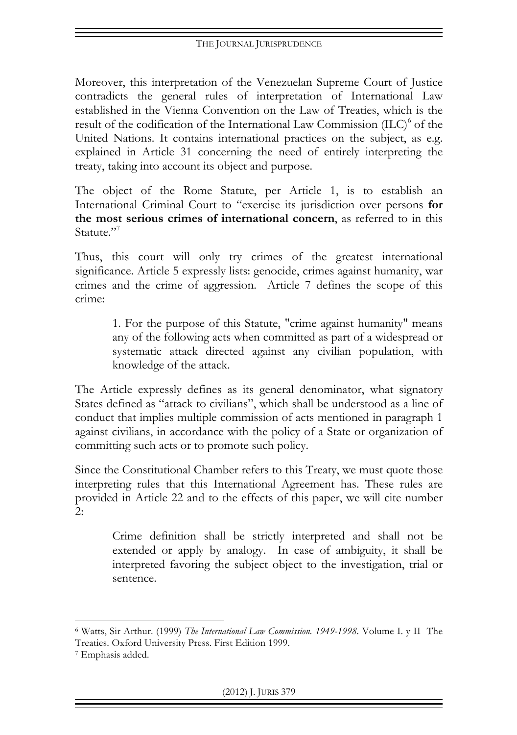Moreover, this interpretation of the Venezuelan Supreme Court of Justice contradicts the general rules of interpretation of International Law established in the Vienna Convention on the Law of Treaties, which is the result of the codification of the International Law Commission (ILC)[6] of the United Nations. It contains international practices on the subject, as e.g. explained in Article 31 concerning the need of entirely interpreting the treaty, taking into account its object and purpose.

The object of the Rome Statute, per Article 1, is to establish an International Criminal Court to "exercise its jurisdiction over persons **for the most serious crimes of international concern**, as referred to in this Statute."[7]

Thus, this court will only try crimes of the greatest international significance. Article 5 expressly lists: genocide, crimes against humanity, war crimes and the crime of aggression. Article 7 defines the scope of this crime:

> 1. For the purpose of this Statute, "crime against humanity" means any of the following acts when committed as part of a widespread or systematic attack directed against any civilian population, with knowledge of the attack.

The Article expressly defines as its general denominator, what signatory States defined as "attack to civilians", which shall be understood as a line of conduct that implies multiple commission of acts mentioned in paragraph 1 against civilians, in accordance with the policy of a State or organization of committing such acts or to promote such policy.

Since the Constitutional Chamber refers to this Treaty, we must quote those interpreting rules that this International Agreement has. These rules are provided in Article 22 and to the effects of this paper, we will cite number 2:

> Crime definition shall be strictly interpreted and shall not be extended or apply by analogy. In case of ambiguity, it shall be interpreted favoring the subject object to the investigation, trial or sentence.

---

[6] Watts, Sir Arthur. (1999) *The International Law Commission. 1949-1998.* Volume I. y II The Treaties. Oxford University Press. First Edition 1999.

[7] Emphasis added.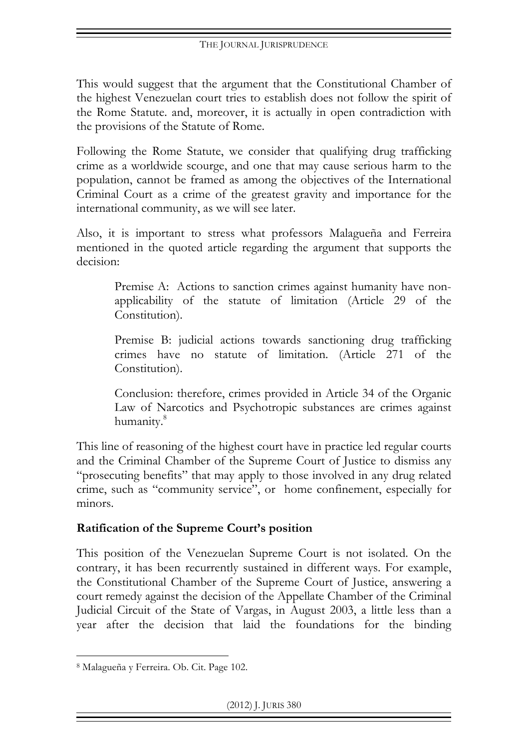This would suggest that the argument that the Constitutional Chamber of the highest Venezuelan court tries to establish does not follow the spirit of the Rome Statute. and, moreover, it is actually in open contradiction with the provisions of the Statute of Rome.

Following the Rome Statute, we consider that qualifying drug trafficking crime as a worldwide scourge, and one that may cause serious harm to the population, cannot be framed as among the objectives of the International Criminal Court as a crime of the greatest gravity and importance for the international community, as we will see later.

Also, it is important to stress what professors Malagueña and Ferreira mentioned in the quoted article regarding the argument that supports the decision:

> Premise A: Actions to sanction crimes against humanity have non-applicability of the statute of limitation (Article 29 of the Constitution).
>
> Premise B: judicial actions towards sanctioning drug trafficking crimes have no statute of limitation. (Article 271 of the Constitution).
>
> Conclusion: therefore, crimes provided in Article 34 of the Organic Law of Narcotics and Psychotropic substances are crimes against humanity.[8]

This line of reasoning of the highest court have in practice led regular courts and the Criminal Chamber of the Supreme Court of Justice to dismiss any "prosecuting benefits" that may apply to those involved in any drug related crime, such as "community service", or home confinement, especially for minors.

**Ratification of the Supreme Court's position**

This position of the Venezuelan Supreme Court is not isolated. On the contrary, it has been recurrently sustained in different ways. For example, the Constitutional Chamber of the Supreme Court of Justice, answering a court remedy against the decision of the Appellate Chamber of the Criminal Judicial Circuit of the State of Vargas, in August 2003, a little less than a year after the decision that laid the foundations for the binding

[8] Malagueña y Ferreira. Ob. Cit. Page 102.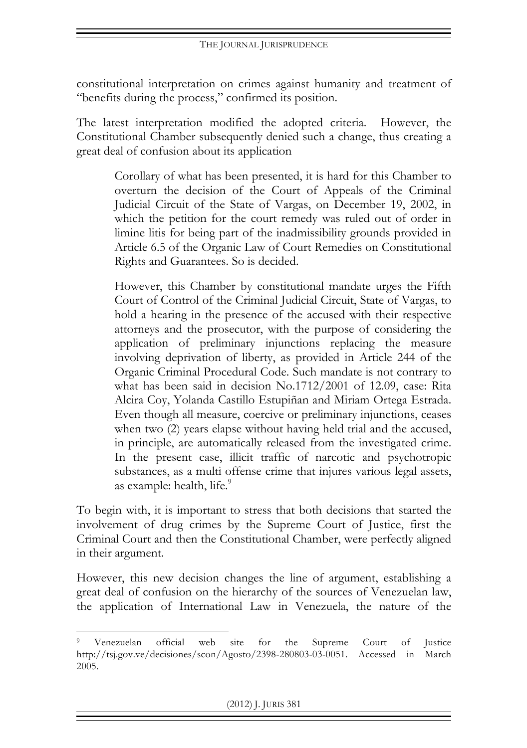constitutional interpretation on crimes against humanity and treatment of "benefits during the process," confirmed its position.

The latest interpretation modified the adopted criteria. However, the Constitutional Chamber subsequently denied such a change, thus creating a great deal of confusion about its application

> Corollary of what has been presented, it is hard for this Chamber to overturn the decision of the Court of Appeals of the Criminal Judicial Circuit of the State of Vargas, on December 19, 2002, in which the petition for the court remedy was ruled out of order in limine litis for being part of the inadmissibility grounds provided in Article 6.5 of the Organic Law of Court Remedies on Constitutional Rights and Guarantees. So is decided.
>
> However, this Chamber by constitutional mandate urges the Fifth Court of Control of the Criminal Judicial Circuit, State of Vargas, to hold a hearing in the presence of the accused with their respective attorneys and the prosecutor, with the purpose of considering the application of preliminary injunctions replacing the measure involving deprivation of liberty, as provided in Article 244 of the Organic Criminal Procedural Code. Such mandate is not contrary to what has been said in decision No.1712/2001 of 12.09, case: Rita Alcira Coy, Yolanda Castillo Estupiñan and Miriam Ortega Estrada. Even though all measure, coercive or preliminary injunctions, ceases when two (2) years elapse without having held trial and the accused, in principle, are automatically released from the investigated crime. In the present case, illicit traffic of narcotic and psychotropic substances, as a multi offense crime that injures various legal assets, as example: health, life.[9]

To begin with, it is important to stress that both decisions that started the involvement of drug crimes by the Supreme Court of Justice, first the Criminal Court and then the Constitutional Chamber, were perfectly aligned in their argument.

However, this new decision changes the line of argument, establishing a great deal of confusion on the hierarchy of the sources of Venezuelan law, the application of International Law in Venezuela, the nature of the

---

[9] Venezuelan official web site for the Supreme Court of Justice http://tsj.gov.ve/decisiones/scon/Agosto/2398-280803-03-0051. Accessed in March 2005.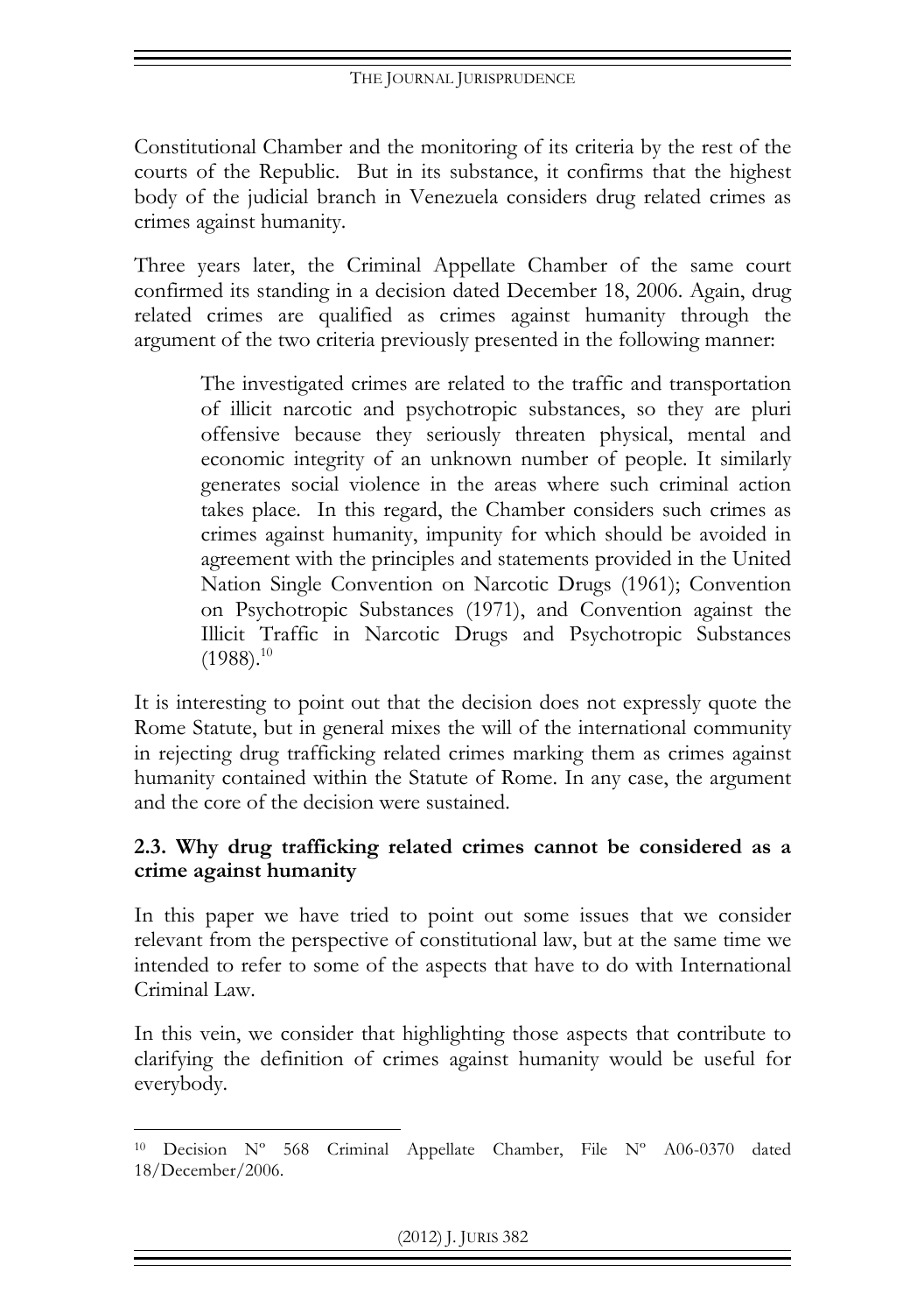Constitutional Chamber and the monitoring of its criteria by the rest of the courts of the Republic. But in its substance, it confirms that the highest body of the judicial branch in Venezuela considers drug related crimes as crimes against humanity.

Three years later, the Criminal Appellate Chamber of the same court confirmed its standing in a decision dated December 18, 2006. Again, drug related crimes are qualified as crimes against humanity through the argument of the two criteria previously presented in the following manner:

> The investigated crimes are related to the traffic and transportation of illicit narcotic and psychotropic substances, so they are pluri offensive because they seriously threaten physical, mental and economic integrity of an unknown number of people. It similarly generates social violence in the areas where such criminal action takes place. In this regard, the Chamber considers such crimes as crimes against humanity, impunity for which should be avoided in agreement with the principles and statements provided in the United Nation Single Convention on Narcotic Drugs (1961); Convention on Psychotropic Substances (1971), and Convention against the Illicit Traffic in Narcotic Drugs and Psychotropic Substances (1988).[10]

It is interesting to point out that the decision does not expressly quote the Rome Statute, but in general mixes the will of the international community in rejecting drug trafficking related crimes marking them as crimes against humanity contained within the Statute of Rome. In any case, the argument and the core of the decision were sustained.

### 2.3. Why drug trafficking related crimes cannot be considered as a crime against humanity

In this paper we have tried to point out some issues that we consider relevant from the perspective of constitutional law, but at the same time we intended to refer to some of the aspects that have to do with International Criminal Law.

In this vein, we consider that highlighting those aspects that contribute to clarifying the definition of crimes against humanity would be useful for everybody.

---

[10] Decision Nº 568 Criminal Appellate Chamber, File Nº A06-0370 dated 18/December/2006.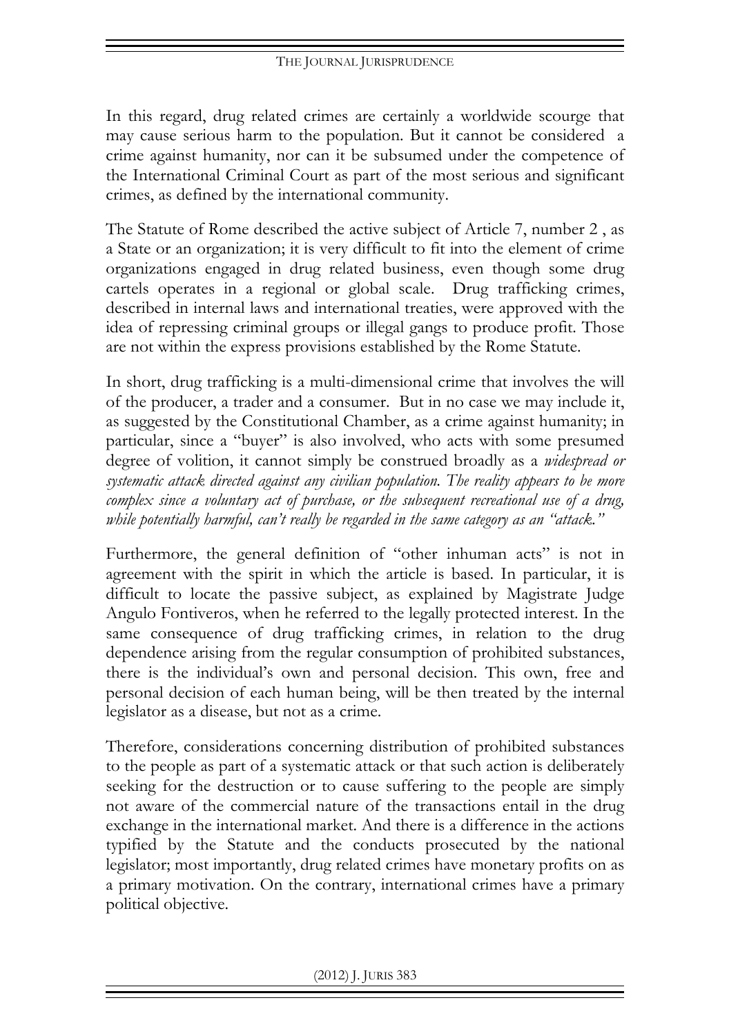In this regard, drug related crimes are certainly a worldwide scourge that may cause serious harm to the population. But it cannot be considered a crime against humanity, nor can it be subsumed under the competence of the International Criminal Court as part of the most serious and significant crimes, as defined by the international community.

The Statute of Rome described the active subject of Article 7, number 2 , as a State or an organization; it is very difficult to fit into the element of crime organizations engaged in drug related business, even though some drug cartels operates in a regional or global scale. Drug trafficking crimes, described in internal laws and international treaties, were approved with the idea of repressing criminal groups or illegal gangs to produce profit. Those are not within the express provisions established by the Rome Statute.

In short, drug trafficking is a multi-dimensional crime that involves the will of the producer, a trader and a consumer. But in no case we may include it, as suggested by the Constitutional Chamber, as a crime against humanity; in particular, since a "buyer" is also involved, who acts with some presumed degree of volition, it cannot simply be construed broadly as a *widespread or systematic attack directed against any civilian population. The reality appears to be more complex since a voluntary act of purchase, or the subsequent recreational use of a drug, while potentially harmful, can't really be regarded in the same category as an "attack."*

Furthermore, the general definition of "other inhuman acts" is not in agreement with the spirit in which the article is based. In particular, it is difficult to locate the passive subject, as explained by Magistrate Judge Angulo Fontiveros, when he referred to the legally protected interest. In the same consequence of drug trafficking crimes, in relation to the drug dependence arising from the regular consumption of prohibited substances, there is the individual's own and personal decision. This own, free and personal decision of each human being, will be then treated by the internal legislator as a disease, but not as a crime.

Therefore, considerations concerning distribution of prohibited substances to the people as part of a systematic attack or that such action is deliberately seeking for the destruction or to cause suffering to the people are simply not aware of the commercial nature of the transactions entail in the drug exchange in the international market. And there is a difference in the actions typified by the Statute and the conducts prosecuted by the national legislator; most importantly, drug related crimes have monetary profits on as a primary motivation. On the contrary, international crimes have a primary political objective.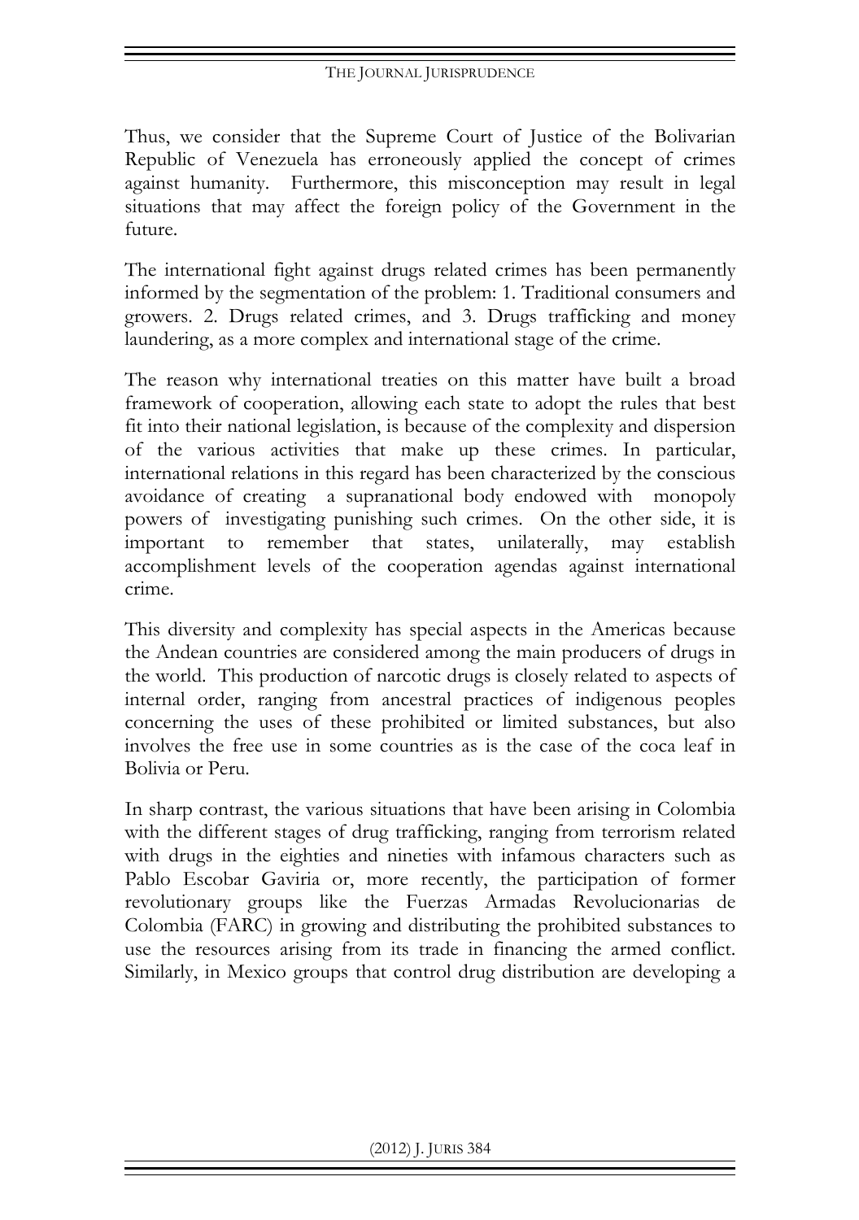Thus, we consider that the Supreme Court of Justice of the Bolivarian Republic of Venezuela has erroneously applied the concept of crimes against humanity. Furthermore, this misconception may result in legal situations that may affect the foreign policy of the Government in the future.

The international fight against drugs related crimes has been permanently informed by the segmentation of the problem: 1. Traditional consumers and growers. 2. Drugs related crimes, and 3. Drugs trafficking and money laundering, as a more complex and international stage of the crime.

The reason why international treaties on this matter have built a broad framework of cooperation, allowing each state to adopt the rules that best fit into their national legislation, is because of the complexity and dispersion of the various activities that make up these crimes. In particular, international relations in this regard has been characterized by the conscious avoidance of creating a supranational body endowed with monopoly powers of investigating punishing such crimes. On the other side, it is important to remember that states, unilaterally, may establish accomplishment levels of the cooperation agendas against international crime.

This diversity and complexity has special aspects in the Americas because the Andean countries are considered among the main producers of drugs in the world. This production of narcotic drugs is closely related to aspects of internal order, ranging from ancestral practices of indigenous peoples concerning the uses of these prohibited or limited substances, but also involves the free use in some countries as is the case of the coca leaf in Bolivia or Peru.

In sharp contrast, the various situations that have been arising in Colombia with the different stages of drug trafficking, ranging from terrorism related with drugs in the eighties and nineties with infamous characters such as Pablo Escobar Gaviria or, more recently, the participation of former revolutionary groups like the Fuerzas Armadas Revolucionarias de Colombia (FARC) in growing and distributing the prohibited substances to use the resources arising from its trade in financing the armed conflict. Similarly, in Mexico groups that control drug distribution are developing a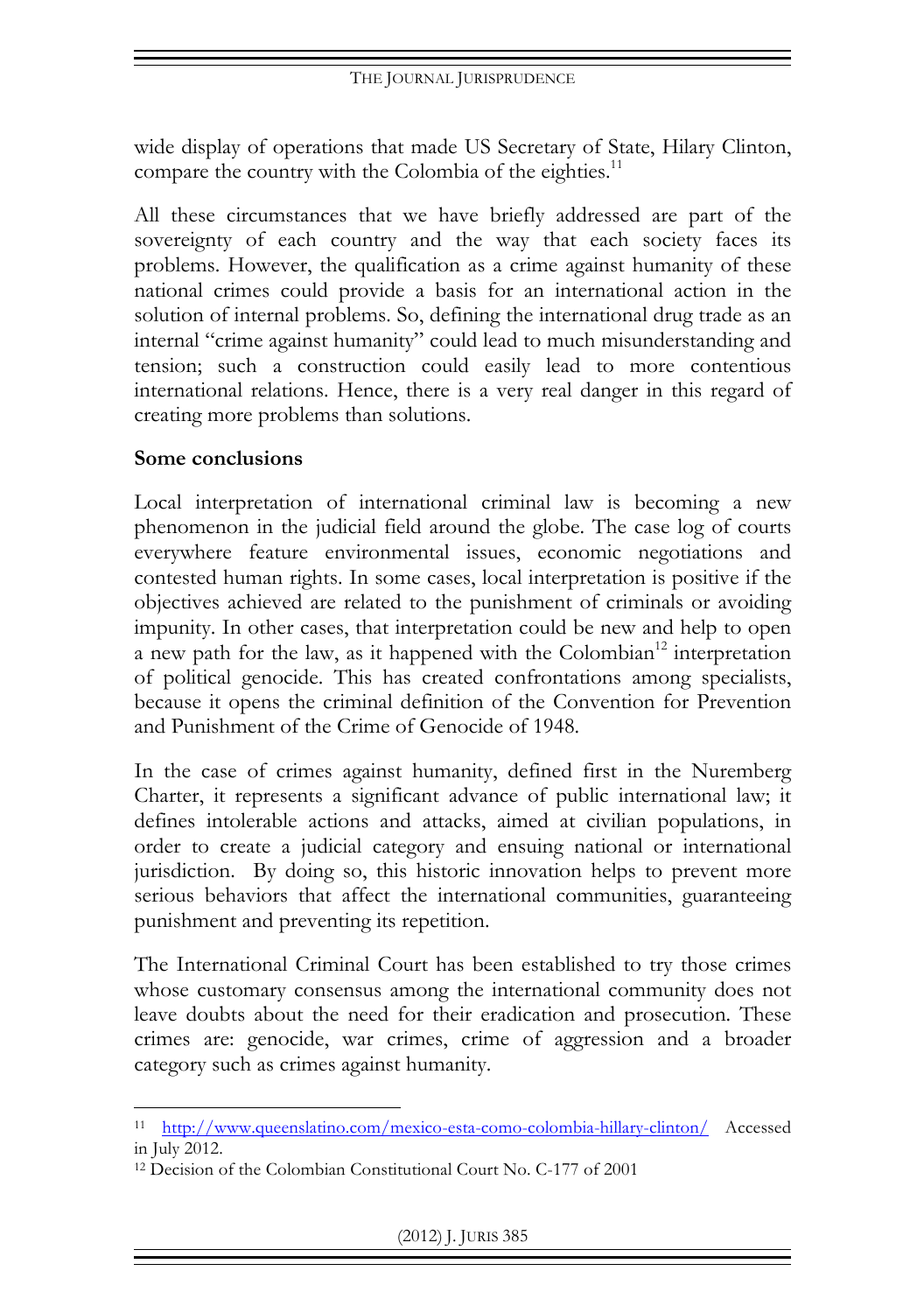wide display of operations that made US Secretary of State, Hilary Clinton, compare the country with the Colombia of the eighties.[11]

All these circumstances that we have briefly addressed are part of the sovereignty of each country and the way that each society faces its problems. However, the qualification as a crime against humanity of these national crimes could provide a basis for an international action in the solution of internal problems. So, defining the international drug trade as an internal "crime against humanity" could lead to much misunderstanding and tension; such a construction could easily lead to more contentious international relations. Hence, there is a very real danger in this regard of creating more problems than solutions.

**Some conclusions**

Local interpretation of international criminal law is becoming a new phenomenon in the judicial field around the globe. The case log of courts everywhere feature environmental issues, economic negotiations and contested human rights. In some cases, local interpretation is positive if the objectives achieved are related to the punishment of criminals or avoiding impunity. In other cases, that interpretation could be new and help to open a new path for the law, as it happened with the Colombian[12] interpretation of political genocide. This has created confrontations among specialists, because it opens the criminal definition of the Convention for Prevention and Punishment of the Crime of Genocide of 1948.

In the case of crimes against humanity, defined first in the Nuremberg Charter, it represents a significant advance of public international law; it defines intolerable actions and attacks, aimed at civilian populations, in order to create a judicial category and ensuing national or international jurisdiction. By doing so, this historic innovation helps to prevent more serious behaviors that affect the international communities, guaranteeing punishment and preventing its repetition.

The International Criminal Court has been established to try those crimes whose customary consensus among the international community does not leave doubts about the need for their eradication and prosecution. These crimes are: genocide, war crimes, crime of aggression and a broader category such as crimes against humanity.

---

[11] http://www.queenslatino.com/mexico-esta-como-colombia-hillary-clinton/ Accessed in July 2012.

[12] Decision of the Colombian Constitutional Court No. C-177 of 2001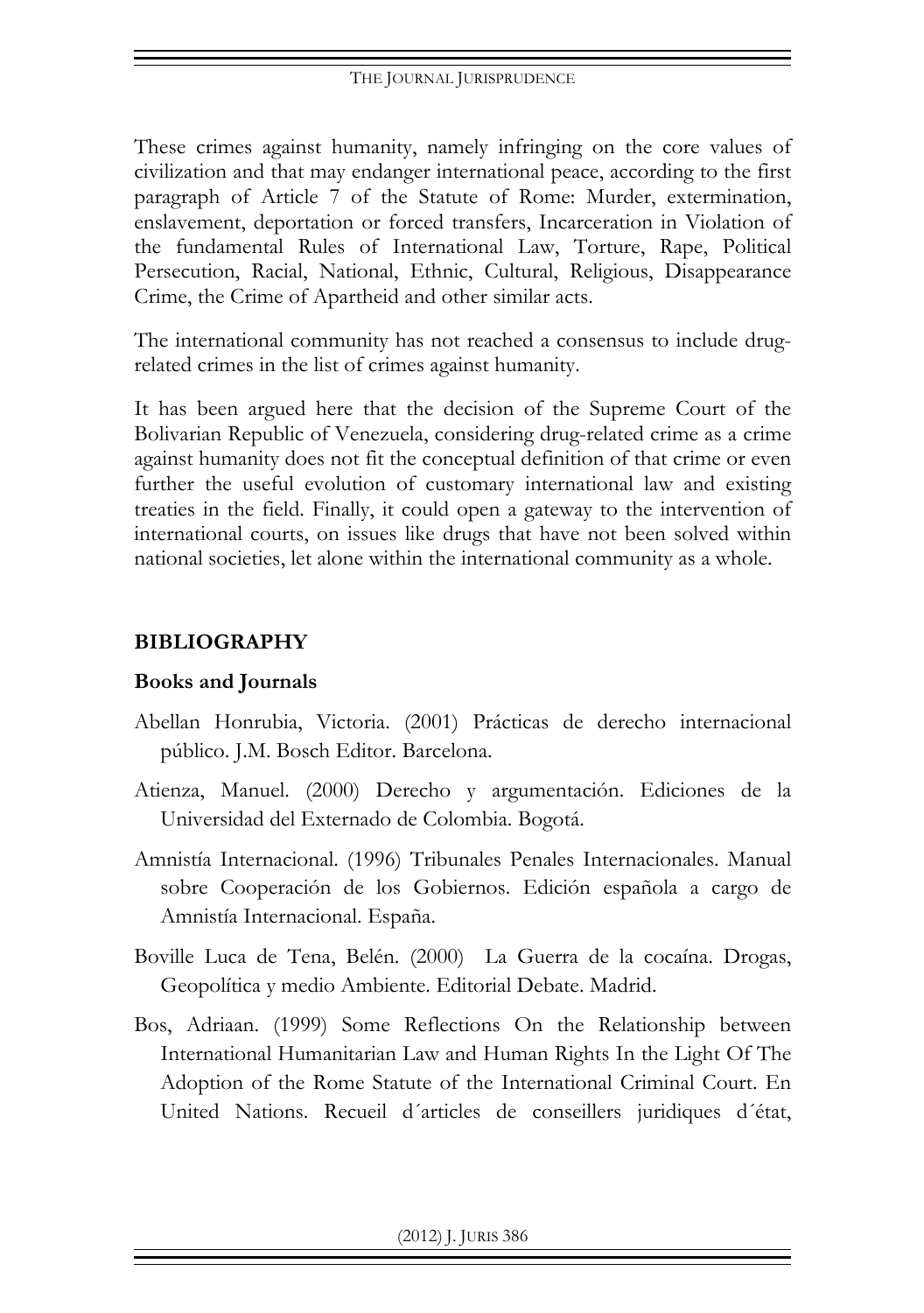These crimes against humanity, namely infringing on the core values of civilization and that may endanger international peace, according to the first paragraph of Article 7 of the Statute of Rome: Murder, extermination, enslavement, deportation or forced transfers, Incarceration in Violation of the fundamental Rules of International Law, Torture, Rape, Political Persecution, Racial, National, Ethnic, Cultural, Religious, Disappearance Crime, the Crime of Apartheid and other similar acts.

The international community has not reached a consensus to include drug-related crimes in the list of crimes against humanity.

It has been argued here that the decision of the Supreme Court of the Bolivarian Republic of Venezuela, considering drug-related crime as a crime against humanity does not fit the conceptual definition of that crime or even further the useful evolution of customary international law and existing treaties in the field. Finally, it could open a gateway to the intervention of international courts, on issues like drugs that have not been solved within national societies, let alone within the international community as a whole.

## BIBLIOGRAPHY

### Books and Journals

Abellan Honrubia, Victoria. (2001) Prácticas de derecho internacional público. J.M. Bosch Editor. Barcelona.

Atienza, Manuel. (2000) Derecho y argumentación. Ediciones de la Universidad del Externado de Colombia. Bogotá.

Amnistía Internacional. (1996) Tribunales Penales Internacionales. Manual sobre Cooperación de los Gobiernos. Edición española a cargo de Amnistía Internacional. España.

Boville Luca de Tena, Belén. (2000) La Guerra de la cocaína. Drogas, Geopolítica y medio Ambiente. Editorial Debate. Madrid.

Bos, Adriaan. (1999) Some Reflections On the Relationship between International Humanitarian Law and Human Rights In the Light Of The Adoption of the Rome Statute of the International Criminal Court. En United Nations. Recueil d´articles de conseillers juridiques d´état,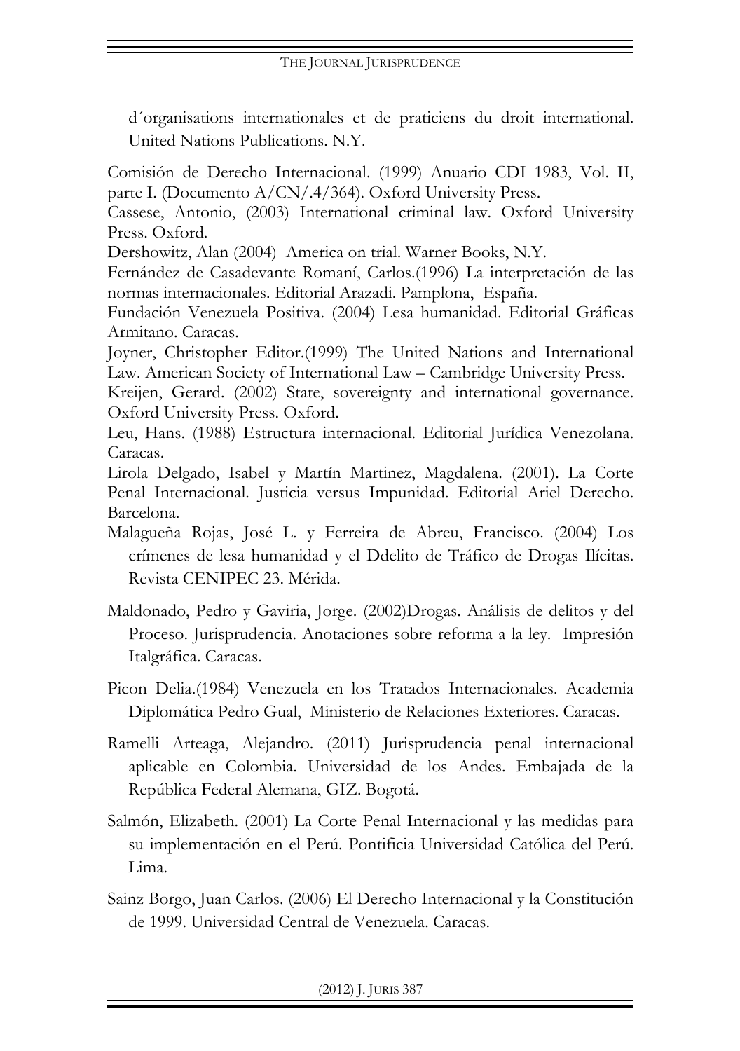d´organisations internationales et de praticiens du droit international. United Nations Publications. N.Y.

Comisión de Derecho Internacional. (1999) Anuario CDI 1983, Vol. II, parte I. (Documento A/CN/.4/364). Oxford University Press.

Cassese, Antonio, (2003) International criminal law. Oxford University Press. Oxford.

Dershowitz, Alan (2004) America on trial. Warner Books, N.Y.

Fernández de Casadevante Romaní, Carlos.(1996) La interpretación de las normas internacionales. Editorial Arazadi. Pamplona, España.

Fundación Venezuela Positiva. (2004) Lesa humanidad. Editorial Gráficas Armitano. Caracas.

Joyner, Christopher Editor.(1999) The United Nations and International Law. American Society of International Law – Cambridge University Press.

Kreijen, Gerard. (2002) State, sovereignty and international governance. Oxford University Press. Oxford.

Leu, Hans. (1988) Estructura internacional. Editorial Jurídica Venezolana. Caracas.

Lirola Delgado, Isabel y Martín Martinez, Magdalena. (2001). La Corte Penal Internacional. Justicia versus Impunidad. Editorial Ariel Derecho. Barcelona.

Malagueña Rojas, José L. y Ferreira de Abreu, Francisco. (2004) Los crímenes de lesa humanidad y el Ddelito de Tráfico de Drogas Ilícitas. Revista CENIPEC 23. Mérida.

Maldonado, Pedro y Gaviria, Jorge. (2002)Drogas. Análisis de delitos y del Proceso. Jurisprudencia. Anotaciones sobre reforma a la ley. Impresión Italgráfica. Caracas.

Picon Delia.(1984) Venezuela en los Tratados Internacionales. Academia Diplomática Pedro Gual, Ministerio de Relaciones Exteriores. Caracas.

Ramelli Arteaga, Alejandro. (2011) Jurisprudencia penal internacional aplicable en Colombia. Universidad de los Andes. Embajada de la República Federal Alemana, GIZ. Bogotá.

Salmón, Elizabeth. (2001) La Corte Penal Internacional y las medidas para su implementación en el Perú. Pontificia Universidad Católica del Perú. Lima.

Sainz Borgo, Juan Carlos. (2006) El Derecho Internacional y la Constitución de 1999. Universidad Central de Venezuela. Caracas.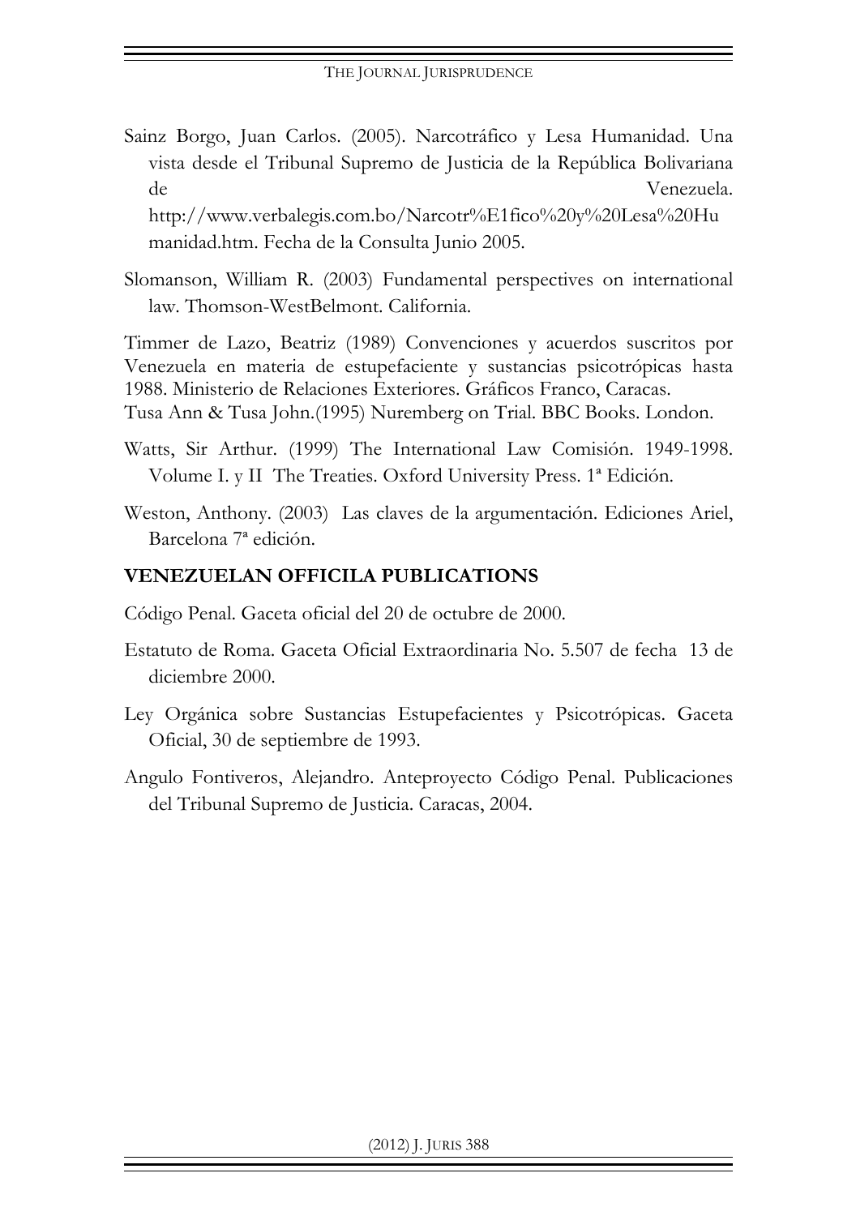Sainz Borgo, Juan Carlos. (2005). Narcotráfico y Lesa Humanidad. Una vista desde el Tribunal Supremo de Justicia de la República Bolivariana de Venezuela. http://www.verbalegis.com.bo/Narcotr%E1fico%20y%20Lesa%20Humanidad.htm. Fecha de la Consulta Junio 2005.

Slomanson, William R. (2003) Fundamental perspectives on international law. Thomson-WestBelmont. California.

Timmer de Lazo, Beatriz (1989) Convenciones y acuerdos suscritos por Venezuela en materia de estupefaciente y sustancias psicotrópicas hasta 1988. Ministerio de Relaciones Exteriores. Gráficos Franco, Caracas.

Tusa Ann & Tusa John.(1995) Nuremberg on Trial. BBC Books. London.

Watts, Sir Arthur. (1999) The International Law Comisión. 1949-1998. Volume I. y II The Treaties. Oxford University Press. 1ª Edición.

Weston, Anthony. (2003) Las claves de la argumentación. Ediciones Ariel, Barcelona 7ª edición.

## VENEZUELAN OFFICILA PUBLICATIONS

Código Penal. Gaceta oficial del 20 de octubre de 2000.

Estatuto de Roma. Gaceta Oficial Extraordinaria No. 5.507 de fecha 13 de diciembre 2000.

Ley Orgánica sobre Sustancias Estupefacientes y Psicotrópicas. Gaceta Oficial, 30 de septiembre de 1993.

Angulo Fontiveros, Alejandro. Anteproyecto Código Penal. Publicaciones del Tribunal Supremo de Justicia. Caracas, 2004.